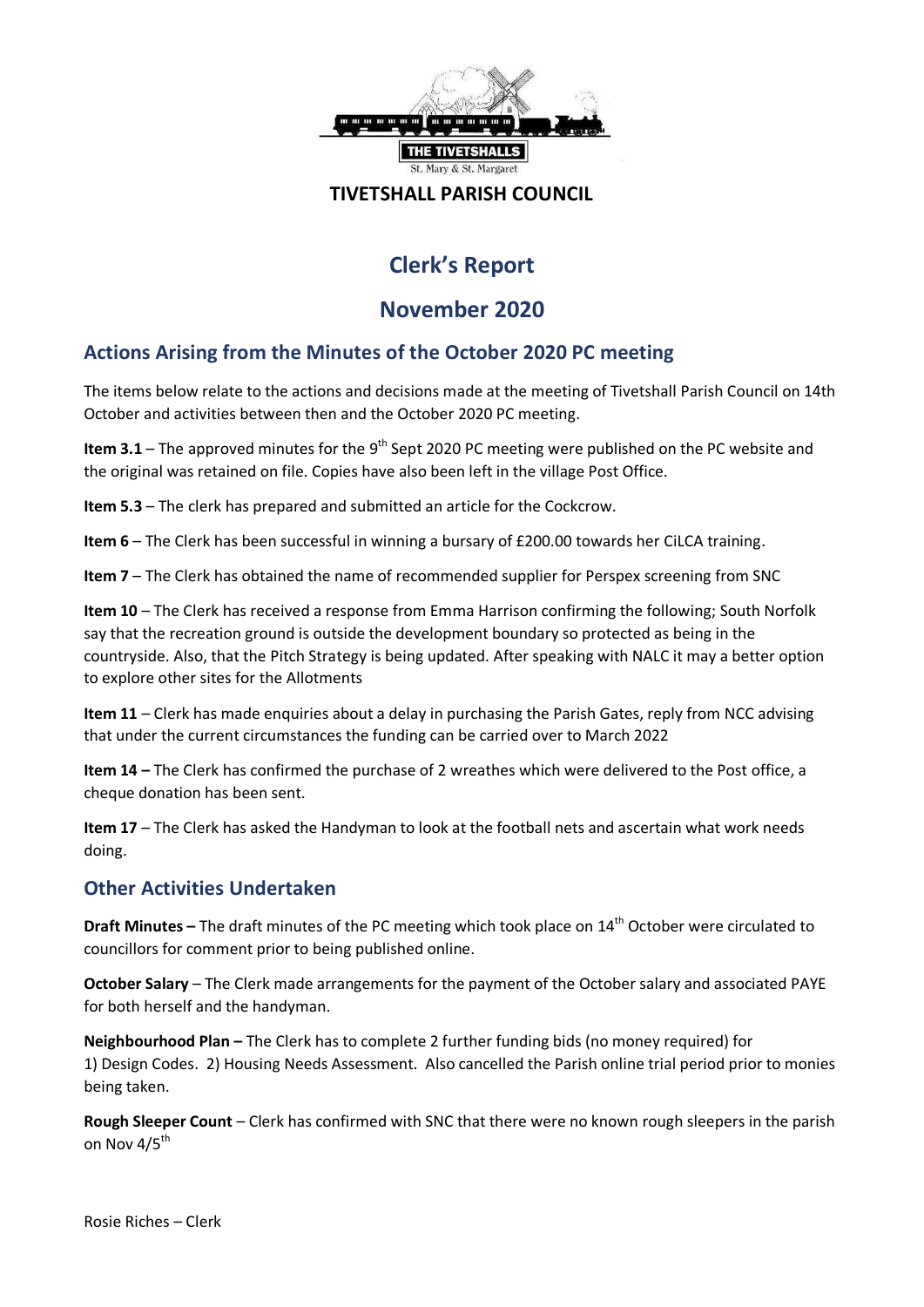THE TIVETSHALLS

St. Mary & St. Margaret

**TIVETSHALL PARISH COUNCIL**

# Clerk's Report

# November 2020

## Actions Arising from the Minutes of the October 2020 PC meeting

The items below relate to the actions and decisions made at the meeting of Tivetshall Parish Council on 14th October and activities between then and the October 2020 PC meeting.

**Item 3.1** – The approved minutes for the 9th Sept 2020 PC meeting were published on the PC website and the original was retained on file. Copies have also been left in the village Post Office.

**Item 5.3** – The clerk has prepared and submitted an article for the Cockcrow.

**Item 6** – The Clerk has been successful in winning a bursary of £200.00 towards her CiLCA training.

**Item 7** – The Clerk has obtained the name of recommended supplier for Perspex screening from SNC

**Item 10** – The Clerk has received a response from Emma Harrison confirming the following; South Norfolk say that the recreation ground is outside the development boundary so protected as being in the countryside. Also, that the Pitch Strategy is being updated. After speaking with NALC it may a better option to explore other sites for the Allotments

**Item 11** – Clerk has made enquiries about a delay in purchasing the Parish Gates, reply from NCC advising that under the current circumstances the funding can be carried over to March 2022

**Item 14 –** The Clerk has confirmed the purchase of 2 wreathes which were delivered to the Post office, a cheque donation has been sent.

**Item 17** – The Clerk has asked the Handyman to look at the football nets and ascertain what work needs doing.

## Other Activities Undertaken

**Draft Minutes –** The draft minutes of the PC meeting which took place on 14th October were circulated to councillors for comment prior to being published online.

**October Salary** – The Clerk made arrangements for the payment of the October salary and associated PAYE for both herself and the handyman.

**Neighbourhood Plan –** The Clerk has to complete 2 further funding bids (no money required) for 1) Design Codes. 2) Housing Needs Assessment. Also cancelled the Parish online trial period prior to monies being taken.

**Rough Sleeper Count** – Clerk has confirmed with SNC that there were no known rough sleepers in the parish on Nov 4/5th

Rosie Riches – Clerk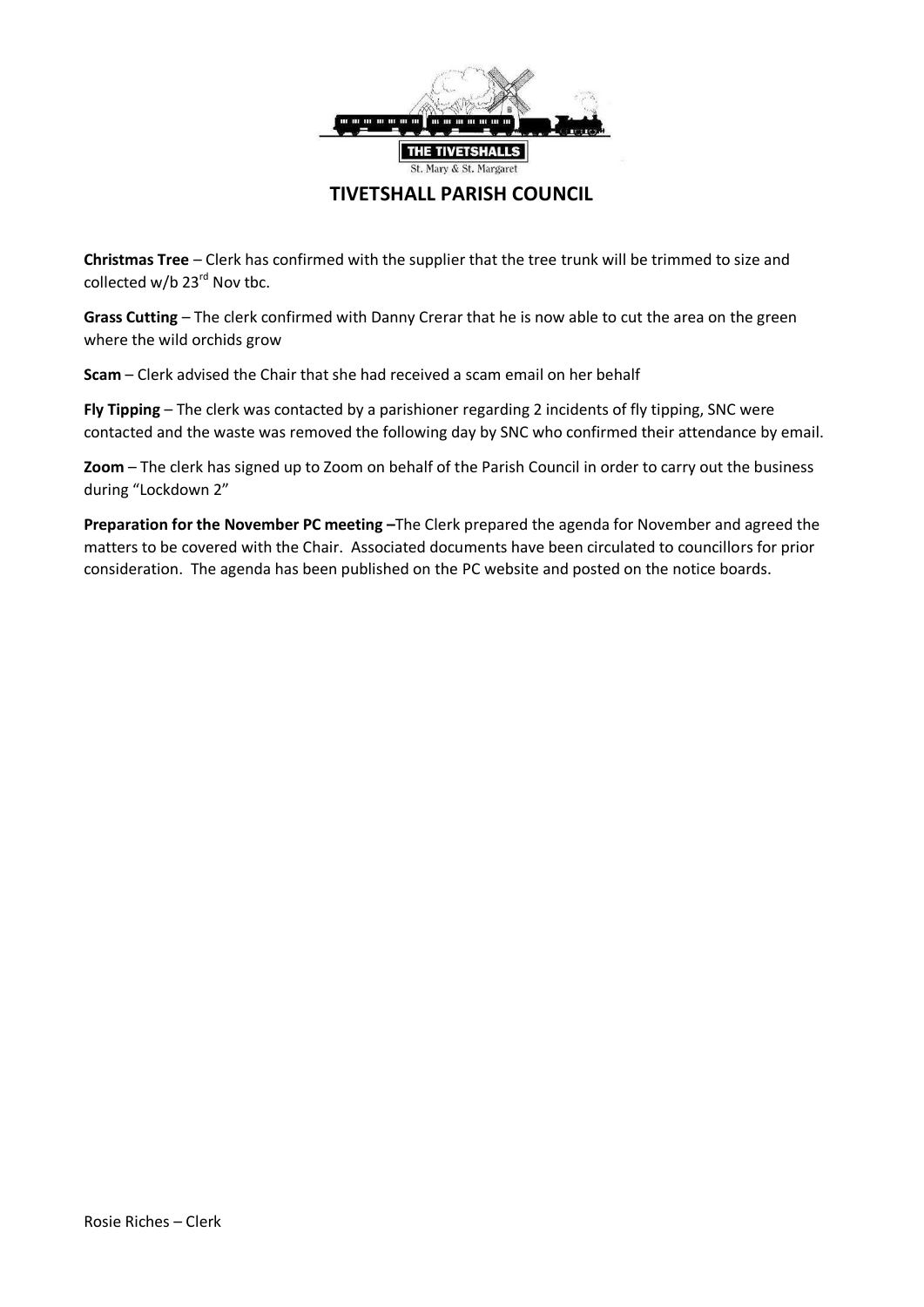THE TIVETSHALLS

St. Mary & St. Margaret

## TIVETSHALL PARISH COUNCIL

**Christmas Tree** – Clerk has confirmed with the supplier that the tree trunk will be trimmed to size and collected w/b 23rd Nov tbc.

**Grass Cutting** – The clerk confirmed with Danny Crerar that he is now able to cut the area on the green where the wild orchids grow

**Scam** – Clerk advised the Chair that she had received a scam email on her behalf

**Fly Tipping** – The clerk was contacted by a parishioner regarding 2 incidents of fly tipping, SNC were contacted and the waste was removed the following day by SNC who confirmed their attendance by email.

**Zoom** – The clerk has signed up to Zoom on behalf of the Parish Council in order to carry out the business during "Lockdown 2"

**Preparation for the November PC meeting –**The Clerk prepared the agenda for November and agreed the matters to be covered with the Chair. Associated documents have been circulated to councillors for prior consideration. The agenda has been published on the PC website and posted on the notice boards.

Rosie Riches – Clerk